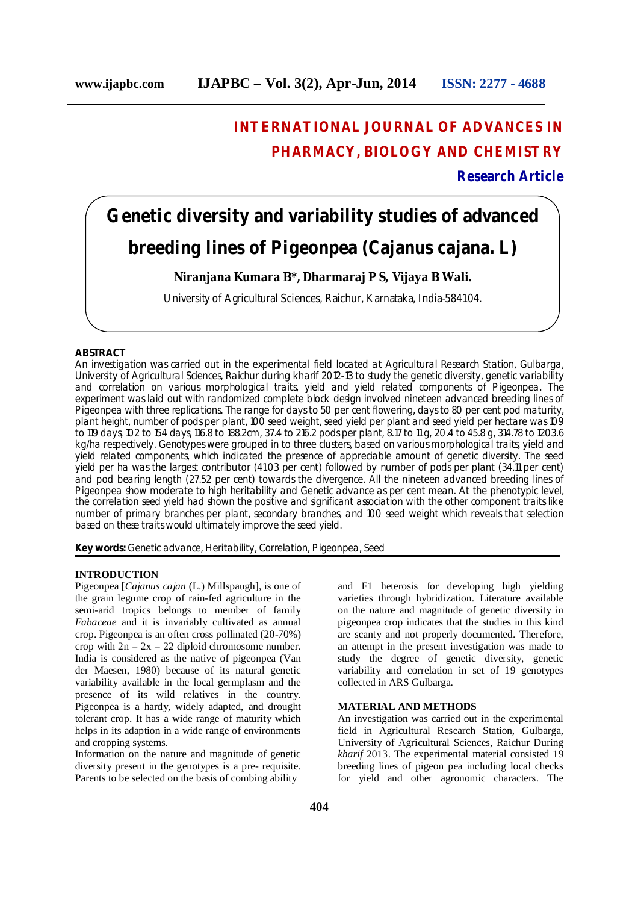# INTERNATIONAL JOURNAL OF ADVANCES IN PHARMACY, BIOLOGY AND CHEMISTRY

**Research Article**

# Genetic diversity and variability studies of advanced breeding lines of Pigeonpea (Cajanus cajana. L)

**Niranjana Kumara B*, Dharmaraj P S, Vijaya B Wali.**

University of Agricultural Sciences, Raichur, Karnataka, India-584104.

## ABSTRACT

An investigation was carried out in the experimental field located at Agricultural Research Station, Gulbarga, University of Agricultural Sciences, Raichur during kharif 2012-13 to study the genetic diversity, genetic variability and correlation on various morphological traits, yield and yield related components of Pigeonpea. The experiment was laid out with randomized complete block design involved nineteen advanced breeding lines of Pigeonpea with three replications. The range for days to 50 per cent flowering, days to 80 per cent pod maturity, plant height, number of pods per plant, 100 seed weight, seed yield per plant and seed yield per hectare was 109 to 119 days, 102 to 154 days, 116.8 to 188.2cm, 37.4 to 216.2 pods per plant, 8.17 to 11g, 20.4 to 45.8 g, 314.78 to 1203.6 kg/ha respectively. Genotypes were grouped in to three clusters, based on various morphological traits, yield and yield related components, which indicated the presence of appreciable amount of genetic diversity. The seed yield per ha was the largest contributor (41.03 per cent) followed by number of pods per plant (34.11 per cent) and pod bearing length (27.52 per cent) towards the divergence. All the nineteen advanced breeding lines of Pigeonpea show moderate to high heritability and Genetic advance as per cent mean. At the phenotypic level, the correlation seed yield had shown the positive and significant association with the other component traits like number of primary branches per plant, secondary branches, and 100 seed weight which reveals that selection based on these traits would ultimately improve the seed yield.

**Key words:** Genetic advance, Heritability, Correlation, Pigeonpea, Seed

## INTRODUCTION

Pigeonpea [*Cajanus cajan* (L.) Millspaugh], is one of the grain legume crop of rain-fed agriculture in the semi-arid tropics belongs to member of family *Fabaceae* and it is invariably cultivated as annual crop. Pigeonpea is an often cross pollinated (20-70%) crop with $2n = 2x = 22$ diploid chromosome number. India is considered as the native of pigeonpea (Van der Maesen, 1980) because of its natural genetic variability available in the local germplasm and the presence of its wild relatives in the country. Pigeonpea is a hardy, widely adapted, and drought tolerant crop. It has a wide range of maturity which helps in its adaption in a wide range of environments and cropping systems.

Information on the nature and magnitude of genetic diversity present in the genotypes is a pre- requisite. Parents to be selected on the basis of combing ability and F1 heterosis for developing high yielding varieties through hybridization. Literature available on the nature and magnitude of genetic diversity in pigeonpea crop indicates that the studies in this kind are scanty and not properly documented. Therefore, an attempt in the present investigation was made to study the degree of genetic diversity, genetic variability and correlation in set of 19 genotypes collected in ARS Gulbarga.

## MATERIAL AND METHODS

An investigation was carried out in the experimental field in Agricultural Research Station, Gulbarga, University of Agricultural Sciences, Raichur During *kharif* 2013. The experimental material consisted 19 breeding lines of pigeon pea including local checks for yield and other agronomic characters. The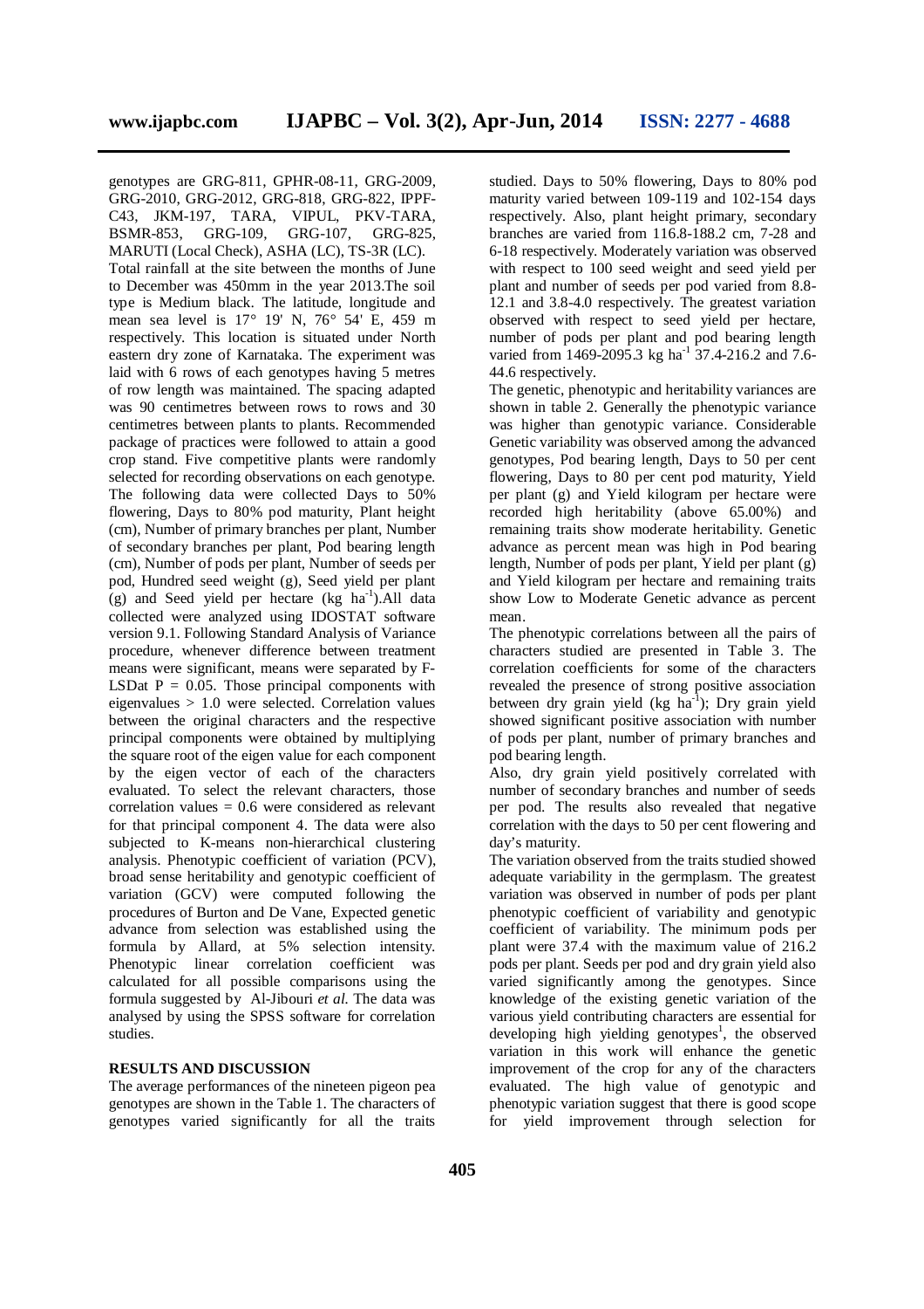genotypes are GRG-811, GPHR-08-11, GRG-2009, GRG-2010, GRG-2012, GRG-818, GRG-822, IPPF-C43, JKM-197, TARA, VIPUL, PKV-TARA, BSMR-853, GRG-109, GRG-107, GRG-825, MARUTI (Local Check), ASHA (LC), TS-3R (LC).

Total rainfall at the site between the months of June to December was 450mm in the year 2013.The soil type is Medium black. The latitude, longitude and mean sea level is 17° 19' N, 76° 54' E, 459 m respectively. This location is situated under North eastern dry zone of Karnataka. The experiment was laid with 6 rows of each genotypes having 5 metres of row length was maintained. The spacing adapted was 90 centimetres between rows to rows and 30 centimetres between plants to plants. Recommended package of practices were followed to attain a good crop stand. Five competitive plants were randomly selected for recording observations on each genotype. The following data were collected Days to 50% flowering, Days to 80% pod maturity, Plant height (cm), Number of primary branches per plant, Number of secondary branches per plant, Pod bearing length (cm), Number of pods per plant, Number of seeds per pod, Hundred seed weight (g), Seed yield per plant (g) and Seed yield per hectare (kg ha$^{-1}$).All data collected were analyzed using IDOSTAT software version 9.1. Following Standard Analysis of Variance procedure, whenever difference between treatment means were significant, means were separated by F-LSDat P = 0.05. Those principal components with eigenvalues > 1.0 were selected. Correlation values between the original characters and the respective principal components were obtained by multiplying the square root of the eigen value for each component by the eigen vector of each of the characters evaluated. To select the relevant characters, those correlation values = 0.6 were considered as relevant for that principal component 4. The data were also subjected to K-means non-hierarchical clustering analysis. Phenotypic coefficient of variation (PCV), broad sense heritability and genotypic coefficient of variation (GCV) were computed following the procedures of Burton and De Vane, Expected genetic advance from selection was established using the formula by Allard, at 5% selection intensity. Phenotypic linear correlation coefficient was calculated for all possible comparisons using the formula suggested by Al-Jibouri *et al.* The data was analysed by using the SPSS software for correlation studies.

## RESULTS AND DISCUSSION

The average performances of the nineteen pigeon pea genotypes are shown in the Table 1. The characters of genotypes varied significantly for all the traits studied. Days to 50% flowering, Days to 80% pod maturity varied between 109-119 and 102-154 days respectively. Also, plant height primary, secondary branches are varied from 116.8-188.2 cm, 7-28 and 6-18 respectively. Moderately variation was observed with respect to 100 seed weight and seed yield per plant and number of seeds per pod varied from 8.8-12.1 and 3.8-4.0 respectively. The greatest variation observed with respect to seed yield per hectare, number of pods per plant and pod bearing length varied from 1469-2095.3 kg ha$^{-1}$ 37.4-216.2 and 7.6-44.6 respectively.

The genetic, phenotypic and heritability variances are shown in table 2. Generally the phenotypic variance was higher than genotypic variance. Considerable Genetic variability was observed among the advanced genotypes, Pod bearing length, Days to 50 per cent flowering, Days to 80 per cent pod maturity, Yield per plant (g) and Yield kilogram per hectare were recorded high heritability (above 65.00%) and remaining traits show moderate heritability. Genetic advance as percent mean was high in Pod bearing length, Number of pods per plant, Yield per plant (g) and Yield kilogram per hectare and remaining traits show Low to Moderate Genetic advance as percent mean.

The phenotypic correlations between all the pairs of characters studied are presented in Table 3. The correlation coefficients for some of the characters revealed the presence of strong positive association between dry grain yield (kg ha$^{-1}$); Dry grain yield showed significant positive association with number of pods per plant, number of primary branches and pod bearing length.

Also, dry grain yield positively correlated with number of secondary branches and number of seeds per pod. The results also revealed that negative correlation with the days to 50 per cent flowering and day's maturity.

The variation observed from the traits studied showed adequate variability in the germplasm. The greatest variation was observed in number of pods per plant phenotypic coefficient of variability and genotypic coefficient of variability. The minimum pods per plant were 37.4 with the maximum value of 216.2 pods per plant. Seeds per pod and dry grain yield also varied significantly among the genotypes. Since knowledge of the existing genetic variation of the various yield contributing characters are essential for developing high yielding genotypes[1], the observed variation in this work will enhance the genetic improvement of the crop for any of the characters evaluated. The high value of genotypic and phenotypic variation suggest that there is good scope for yield improvement through selection for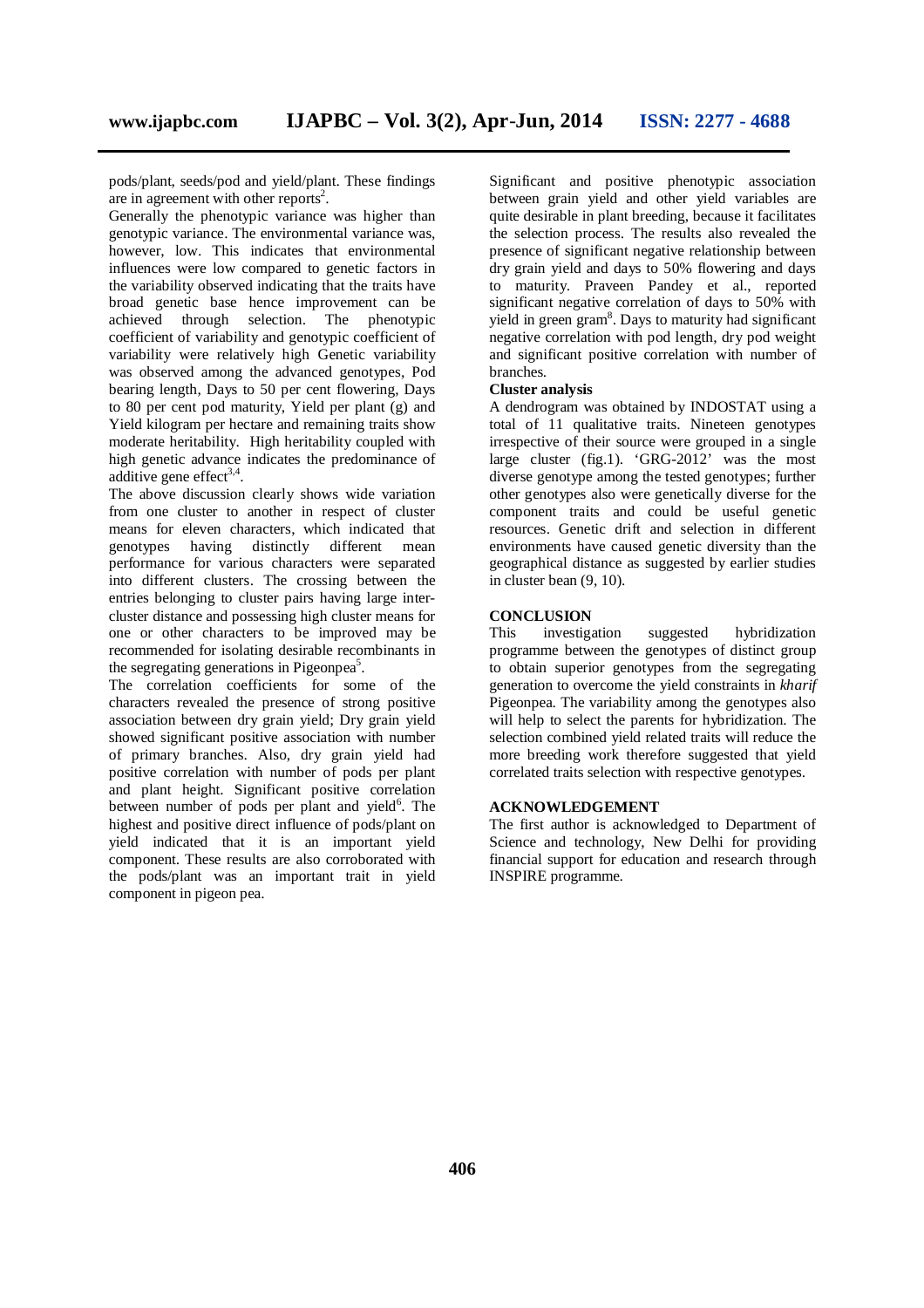pods/plant, seeds/pod and yield/plant. These findings are in agreement with other reports[2].

Generally the phenotypic variance was higher than genotypic variance. The environmental variance was, however, low. This indicates that environmental influences were low compared to genetic factors in the variability observed indicating that the traits have broad genetic base hence improvement can be achieved through selection. The phenotypic coefficient of variability and genotypic coefficient of variability were relatively high Genetic variability was observed among the advanced genotypes, Pod bearing length, Days to 50 per cent flowering, Days to 80 per cent pod maturity, Yield per plant (g) and Yield kilogram per hectare and remaining traits show moderate heritability. High heritability coupled with high genetic advance indicates the predominance of additive gene effect[3,4].

The above discussion clearly shows wide variation from one cluster to another in respect of cluster means for eleven characters, which indicated that genotypes having distinctly different mean performance for various characters were separated into different clusters. The crossing between the entries belonging to cluster pairs having large inter-cluster distance and possessing high cluster means for one or other characters to be improved may be recommended for isolating desirable recombinants in the segregating generations in Pigeonpea[5].

The correlation coefficients for some of the characters revealed the presence of strong positive association between dry grain yield; Dry grain yield showed significant positive association with number of primary branches. Also, dry grain yield had positive correlation with number of pods per plant and plant height. Significant positive correlation between number of pods per plant and yield[6]. The highest and positive direct influence of pods/plant on yield indicated that it is an important yield component. These results are also corroborated with the pods/plant was an important trait in yield component in pigeon pea.

Significant and positive phenotypic association between grain yield and other yield variables are quite desirable in plant breeding, because it facilitates the selection process. The results also revealed the presence of significant negative relationship between dry grain yield and days to 50% flowering and days to maturity. Praveen Pandey et al., reported significant negative correlation of days to 50% with yield in green gram[8]. Days to maturity had significant negative correlation with pod length, dry pod weight and significant positive correlation with number of branches.

**Cluster analysis**

A dendrogram was obtained by INDOSTAT using a total of 11 qualitative traits. Nineteen genotypes irrespective of their source were grouped in a single large cluster (fig.1). 'GRG-2012' was the most diverse genotype among the tested genotypes; further other genotypes also were genetically diverse for the component traits and could be useful genetic resources. Genetic drift and selection in different environments have caused genetic diversity than the geographical distance as suggested by earlier studies in cluster bean (9, 10).

## CONCLUSION

This investigation suggested hybridization programme between the genotypes of distinct group to obtain superior genotypes from the segregating generation to overcome the yield constraints in *kharif* Pigeonpea. The variability among the genotypes also will help to select the parents for hybridization. The selection combined yield related traits will reduce the more breeding work therefore suggested that yield correlated traits selection with respective genotypes.

## ACKNOWLEDGEMENT

The first author is acknowledged to Department of Science and technology, New Delhi for providing financial support for education and research through INSPIRE programme.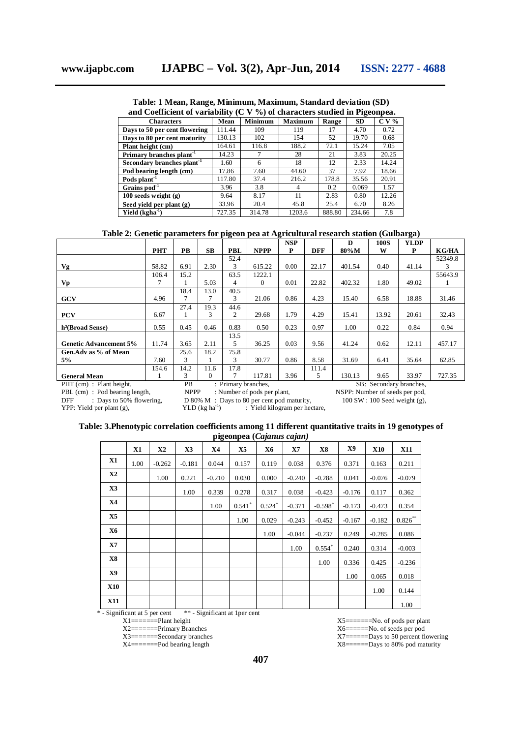**Table: 1 Mean, Range, Minimum, Maximum, Standard deviation (SD) and Coefficient of variability (C V %) of characters studied in Pigeonpea.**

| Characters | Mean | Minimum | Maximum | Range | SD | C V % |
|---|---|---|---|---|---|---|
| Days to 50 per cent flowering | 111.44 | 109 | 119 | 17 | 4.70 | 0.72 |
| Days to 80 per cent maturity | 130.13 | 102 | 154 | 52 | 19.70 | 0.68 |
| Plant height (cm) | 164.61 | 116.8 | 188.2 | 72.1 | 15.24 | 7.05 |
| Primary branches plant$^{-1}$ | 14.23 | 7 | 28 | 21 | 3.83 | 20.25 |
| Secondary branches plant$^{-1}$ | 1.60 | 6 | 18 | 12 | 2.33 | 14.24 |
| Pod bearing length (cm) | 17.86 | 7.60 | 44.60 | 37 | 7.92 | 18.66 |
| Pods plant$^{-1}$ | 117.80 | 37.4 | 216.2 | 178.8 | 35.56 | 20.91 |
| Grains pod$^{-1}$ | 3.96 | 3.8 | 4 | 0.2 | 0.069 | 1.57 |
| 100 seeds weight (g) | 9.64 | 8.17 | 11 | 2.83 | 0.80 | 12.26 |
| Seed yield per plant (g) | 33.96 | 20.4 | 45.8 | 25.4 | 6.70 | 8.26 |
| Yield (kgha$^{-1}$) | 727.35 | 314.78 | 1203.6 | 888.80 | 234.66 | 7.8 |

**Table 2: Genetic parameters for pigeon pea at Agricultural research station (Gulbarga)**

| | PHT | PB | SB | PBL | NPPP | NSPP | DFF | D 80%M | 100SW | YLDP | KG/HA |
|---|---|---|---|---|---|---|---|---|---|---|---|
| Vg | 58.82 | 6.91 | 2.30 | 52.43 | 615.22 | 0.00 | 22.17 | 401.54 | 0.40 | 41.14 | 52349.83 |
| Vp | 106.47 | 15.21 | 5.03 | 63.54 | 1222.10 | 0.01 | 22.82 | 402.32 | 1.80 | 49.02 | 55643.91 |
| GCV | 4.96 | 18.47 | 13.07 | 40.53 | 21.06 | 0.86 | 4.23 | 15.40 | 6.58 | 18.88 | 31.46 |
| PCV | 6.67 | 27.41 | 19.33 | 44.62 | 29.68 | 1.79 | 4.29 | 15.41 | 13.92 | 20.61 | 32.43 |
| h²(Broad Sense) | 0.55 | 0.45 | 0.46 | 0.83 | 0.50 | 0.23 | 0.97 | 1.00 | 0.22 | 0.84 | 0.94 |
| Genetic Advancement 5% | 11.74 | 3.65 | 2.11 | 13.55 | 36.25 | 0.03 | 9.56 | 41.24 | 0.62 | 12.11 | 457.17 |
| Gen.Adv as % of Mean 5% | 7.60 | 25.63 | 18.21 | 75.83 | 30.77 | 0.86 | 8.58 | 31.69 | 6.41 | 35.64 | 62.85 |
| General Mean | 154.61 | 14.23 | 11.60 | 17.87 | 117.81 | 3.96 | 111.45 | 130.13 | 9.65 | 33.97 | 727.35 |

PHT (cm) : Plant height, PB : Primary branches, SB: Secondary branches,
PBL (cm) : Pod bearing length, NPPP : Number of pods per plant, NSPP: Number of seeds per pod,
DFF : Days to 50% flowering, D 80% M : Days to 80 per cent pod maturity, 100 SW : 100 Seed weight (g),
YPP: Yield per plant (g), YLD (kg ha$^{-1}$) : Yield kilogram per hectare,

**Table: 3.Phenotypic correlation coefficients among 11 different quantitative traits in 19 genotypes of pigeonpea (*Cajanus cajan)***

| | X1 | X2 | X3 | X4 | X5 | X6 | X7 | X8 | X9 | X10 | X11 |
|---|---|---|---|---|---|---|---|---|---|---|---|
| X1 | 1.00 | -0.262 | -0.181 | 0.044 | 0.157 | 0.119 | 0.038 | 0.376 | 0.371 | 0.163 | 0.211 |
| X2 | | 1.00 | 0.221 | -0.210 | 0.030 | 0.000 | -0.240 | -0.288 | 0.041 | -0.076 | -0.079 |
| X3 | | | 1.00 | 0.339 | 0.278 | 0.317 | 0.038 | -0.423 | -0.176 | 0.117 | 0.362 |
| X4 | | | | 1.00 | 0.541* | 0.524* | -0.371 | -0.598* | -0.173 | -0.473 | 0.354 |
| X5 | | | | | 1.00 | 0.029 | -0.243 | -0.452 | -0.167 | -0.182 | 0.826** |
| X6 | | | | | | 1.00 | -0.044 | -0.237 | 0.249 | -0.285 | 0.086 |
| X7 | | | | | | | 1.00 | 0.554* | 0.240 | 0.314 | -0.003 |
| X8 | | | | | | | | 1.00 | 0.336 | 0.425 | -0.236 |
| X9 | | | | | | | | | 1.00 | 0.065 | 0.018 |
| X10 | | | | | | | | | | 1.00 | 0.144 |
| X11 | | | | | | | | | | | 1.00 |

\* - Significant at 5 per cent ** - Significant at 1per cent

X1=======Plant height
X2=======Primary Branches
X3=======Secondary branches
X4=======Pod bearing length
X5=======No. of pods per plant
X6======No. of seeds per pod
X7======Days to 50 percent flowering
X8======Days to 80% pod maturity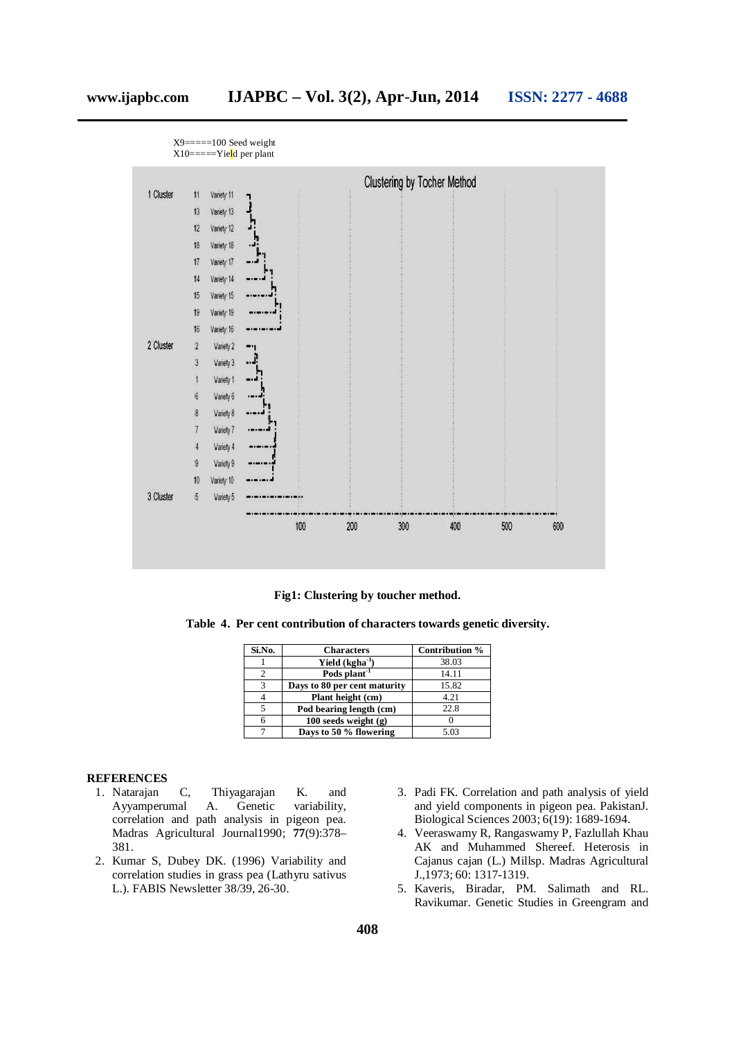X9=====100 Seed weight
X10=====Yield per plant

Fig1: Clustering by toucher method.

Table 4. Per cent contribution of characters towards genetic diversity.

| Si.No. | Characters | Contribution % |
|---|---|---|
| 1 | Yield (kgha$^{-1}$) | 38.03 |
| 2 | Pods plant$^{-1}$ | 14.11 |
| 3 | Days to 80 per cent maturity | 15.82 |
| 4 | Plant height (cm) | 4.21 |
| 5 | Pod bearing length (cm) | 22.8 |
| 6 | 100 seeds weight (g) | 0 |
| 7 | Days to 50 % flowering | 5.03 |

## REFERENCES

1. Natarajan C, Thiyagarajan K. and Ayyamperumal A. Genetic variability, correlation and path analysis in pigeon pea. Madras Agricultural Journal1990; **77**(9):378–381.
2. Kumar S, Dubey DK. (1996) Variability and correlation studies in grass pea (Lathyru sativus L.). FABIS Newsletter 38/39, 26-30.
3. Padi FK. Correlation and path analysis of yield and yield components in pigeon pea. PakistanJ. Biological Sciences 2003; 6(19): 1689-1694.
4. Veeraswamy R, Rangaswamy P, Fazlullah Khau AK and Muhammed Shereef. Heterosis in Cajanus cajan (L.) Millsp. Madras Agricultural J.,1973; 60: 1317-1319.
5. Kaveris, Biradar, PM. Salimath and RL. Ravikumar. Genetic Studies in Greengram and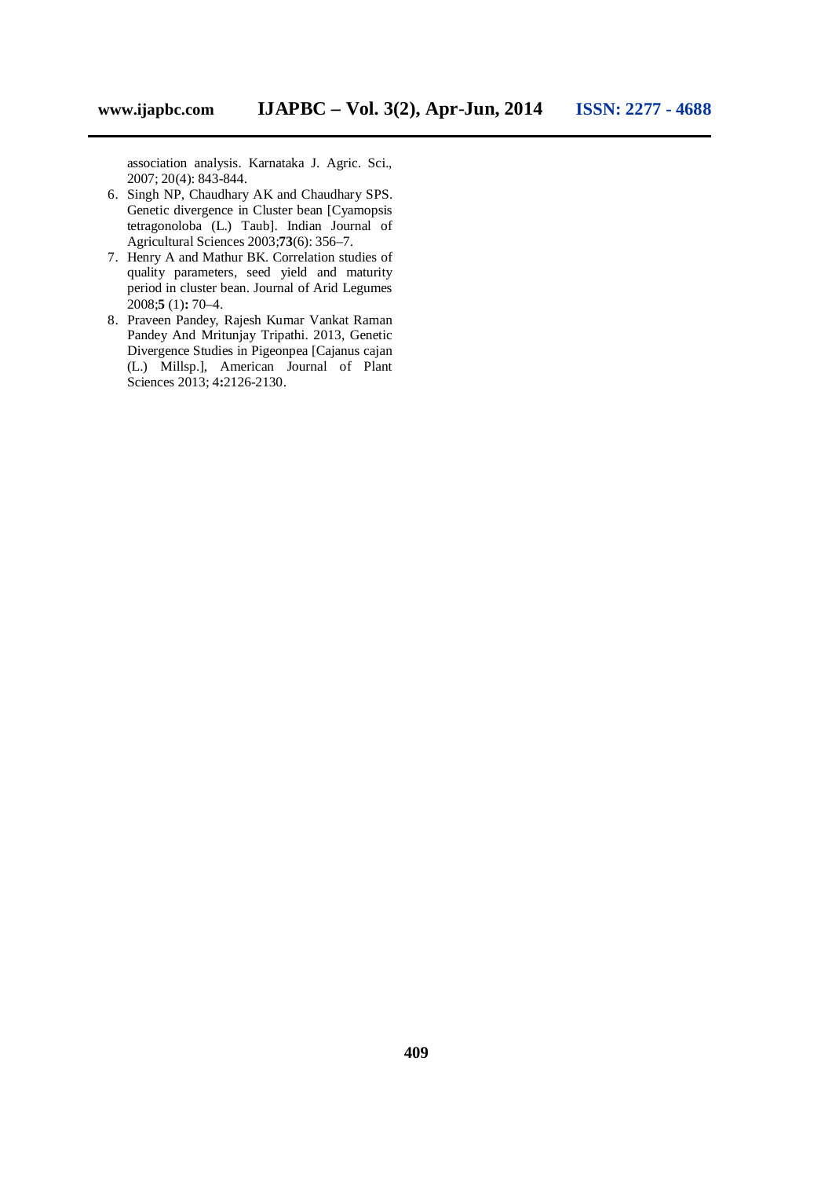association analysis. Karnataka J. Agric. Sci., 2007; 20(4): 843-844.

6. Singh NP, Chaudhary AK and Chaudhary SPS. Genetic divergence in Cluster bean [Cyamopsis tetragonoloba (L.) Taub]. Indian Journal of Agricultural Sciences 2003;**73**(6): 356–7.
7. Henry A and Mathur BK. Correlation studies of quality parameters, seed yield and maturity period in cluster bean. Journal of Arid Legumes 2008;**5** (1)**:** 70–4.
8. Praveen Pandey, Rajesh Kumar Vankat Raman Pandey And Mritunjay Tripathi. 2013, Genetic Divergence Studies in Pigeonpea [Cajanus cajan (L.) Millsp.], American Journal of Plant Sciences 2013; 4**:**2126-2130.